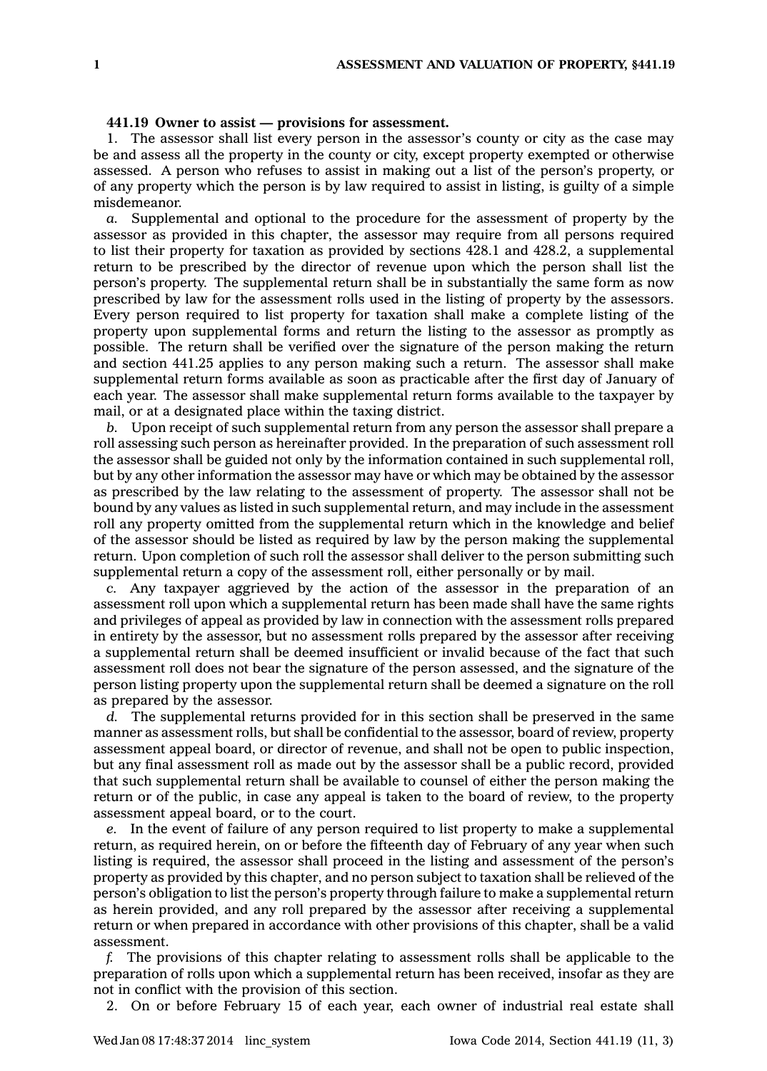**441.19 Owner to assist — provisions for assessment.**

1. The assessor shall list every person in the assessor's county or city as the case may be and assess all the property in the county or city, except property exempted or otherwise assessed. A person who refuses to assist in making out a list of the person's property, or of any property which the person is by law required to assist in listing, is guilty of a simple misdemeanor.

*a.* Supplemental and optional to the procedure for the assessment of property by the assessor as provided in this chapter, the assessor may require from all persons required to list their property for taxation as provided by sections 428.1 and 428.2, a supplemental return to be prescribed by the director of revenue upon which the person shall list the person's property. The supplemental return shall be in substantially the same form as now prescribed by law for the assessment rolls used in the listing of property by the assessors. Every person required to list property for taxation shall make a complete listing of the property upon supplemental forms and return the listing to the assessor as promptly as possible. The return shall be verified over the signature of the person making the return and section 441.25 applies to any person making such a return. The assessor shall make supplemental return forms available as soon as practicable after the first day of January of each year. The assessor shall make supplemental return forms available to the taxpayer by mail, or at a designated place within the taxing district.

*b.* Upon receipt of such supplemental return from any person the assessor shall prepare a roll assessing such person as hereinafter provided. In the preparation of such assessment roll the assessor shall be guided not only by the information contained in such supplemental roll, but by any other information the assessor may have or which may be obtained by the assessor as prescribed by the law relating to the assessment of property. The assessor shall not be bound by any values as listed in such supplemental return, and may include in the assessment roll any property omitted from the supplemental return which in the knowledge and belief of the assessor should be listed as required by law by the person making the supplemental return. Upon completion of such roll the assessor shall deliver to the person submitting such supplemental return a copy of the assessment roll, either personally or by mail.

*c.* Any taxpayer aggrieved by the action of the assessor in the preparation of an assessment roll upon which a supplemental return has been made shall have the same rights and privileges of appeal as provided by law in connection with the assessment rolls prepared in entirety by the assessor, but no assessment rolls prepared by the assessor after receiving a supplemental return shall be deemed insufficient or invalid because of the fact that such assessment roll does not bear the signature of the person assessed, and the signature of the person listing property upon the supplemental return shall be deemed a signature on the roll as prepared by the assessor.

*d.* The supplemental returns provided for in this section shall be preserved in the same manner as assessment rolls, but shall be confidential to the assessor, board of review, property assessment appeal board, or director of revenue, and shall not be open to public inspection, but any final assessment roll as made out by the assessor shall be a public record, provided that such supplemental return shall be available to counsel of either the person making the return or of the public, in case any appeal is taken to the board of review, to the property assessment appeal board, or to the court.

*e.* In the event of failure of any person required to list property to make a supplemental return, as required herein, on or before the fifteenth day of February of any year when such listing is required, the assessor shall proceed in the listing and assessment of the person's property as provided by this chapter, and no person subject to taxation shall be relieved of the person's obligation to list the person's property through failure to make a supplemental return as herein provided, and any roll prepared by the assessor after receiving a supplemental return or when prepared in accordance with other provisions of this chapter, shall be a valid assessment.

*f.* The provisions of this chapter relating to assessment rolls shall be applicable to the preparation of rolls upon which a supplemental return has been received, insofar as they are not in conflict with the provision of this section.

2. On or before February 15 of each year, each owner of industrial real estate shall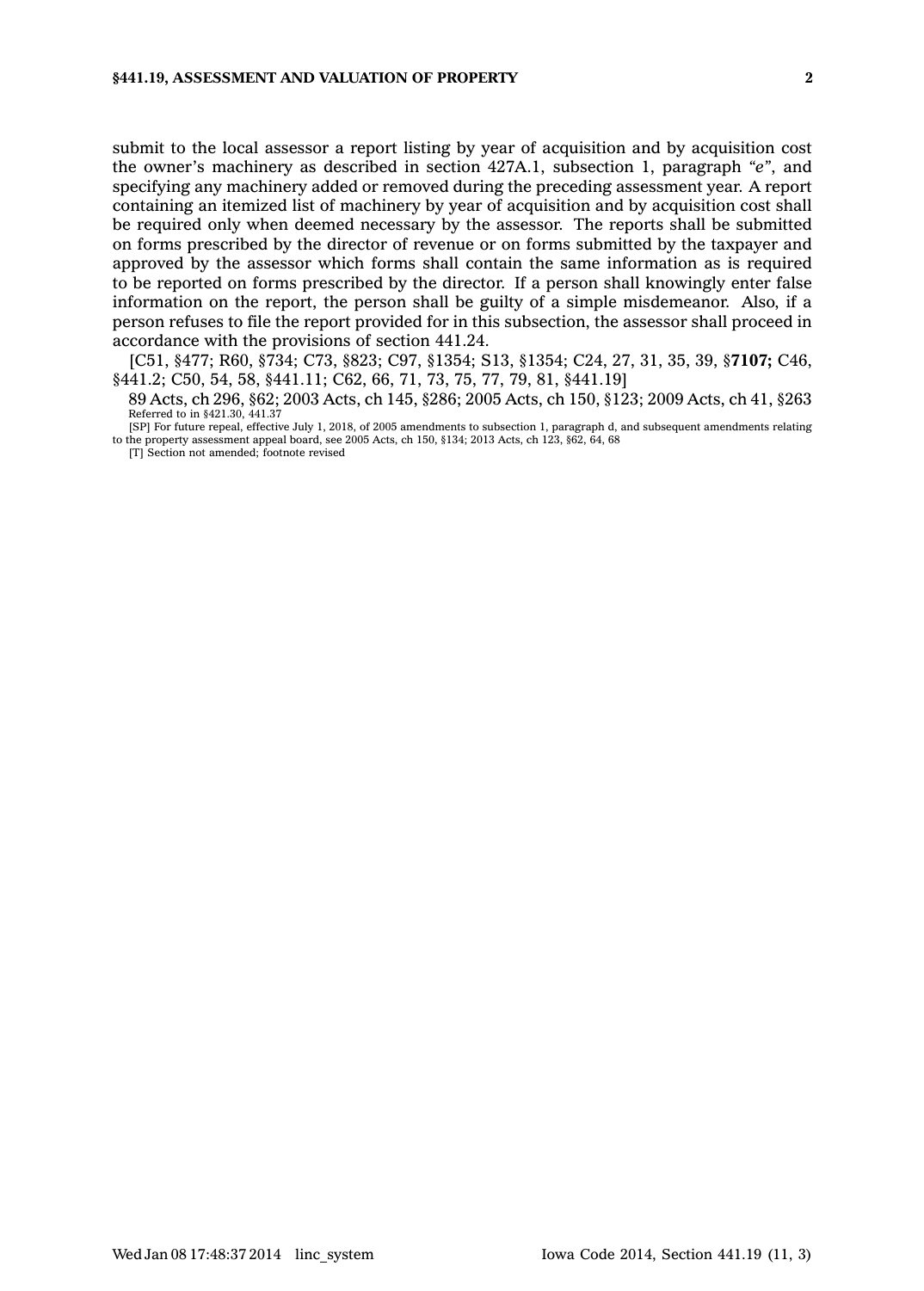submit to the local assessor a report listing by year of acquisition and by acquisition cost the owner's machinery as described in section 427A.1, subsection 1, paragraph *"e"*, and specifying any machinery added or removed during the preceding assessment year. A report containing an itemized list of machinery by year of acquisition and by acquisition cost shall be required only when deemed necessary by the assessor. The reports shall be submitted on forms prescribed by the director of revenue or on forms submitted by the taxpayer and approved by the assessor which forms shall contain the same information as is required to be reported on forms prescribed by the director. If a person shall knowingly enter false information on the report, the person shall be guilty of a simple misdemeanor. Also, if a person refuses to file the report provided for in this subsection, the assessor shall proceed in accordance with the provisions of section 441.24.

[C51, §477; R60, §734; C73, §823; C97, §1354; S13, §1354; C24, 27, 31, 35, 39, §**7107;** C46, §441.2; C50, 54, 58, §441.11; C62, 66, 71, 73, 75, 77, 79, 81, §441.19]

89 Acts, ch 296, §62; 2003 Acts, ch 145, §286; 2005 Acts, ch 150, §123; 2009 Acts, ch 41, §263

Referred to in §421.30, 441.37

[SP] For future repeal, effective July 1, 2018, of 2005 amendments to subsection 1, paragraph d, and subsequent amendments relating to the property assessment appeal board, see 2005 Acts, ch 150, §134; 2013 Acts, ch 123, §62, 64, 68

[T] Section not amended; footnote revised